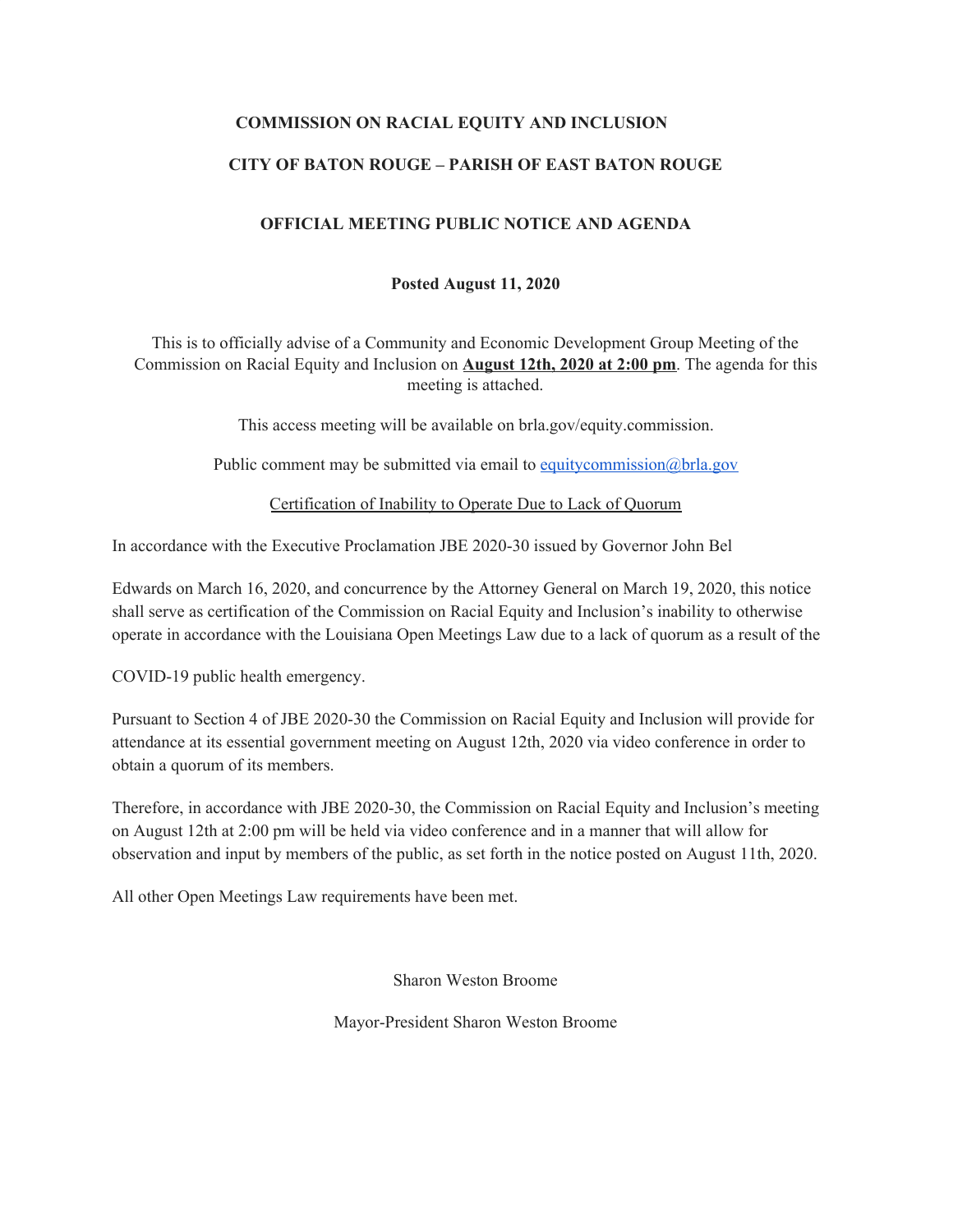**COMMISSION ON RACIAL EQUITY AND INCLUSION**

**CITY OF BATON ROUGE – PARISH OF EAST BATON ROUGE**

**OFFICIAL MEETING PUBLIC NOTICE AND AGENDA**

**Posted August 11, 2020**

This is to officially advise of a Community and Economic Development Group Meeting of the Commission on Racial Equity and Inclusion on **August 12th, 2020 at 2:00 pm**. The agenda for this meeting is attached.

This access meeting will be available on brla.gov/equity.commission.

Public comment may be submitted via email to equitycommission@brla.gov

Certification of Inability to Operate Due to Lack of Quorum

In accordance with the Executive Proclamation JBE 2020-30 issued by Governor John Bel Edwards on March 16, 2020, and concurrence by the Attorney General on March 19, 2020, this notice shall serve as certification of the Commission on Racial Equity and Inclusion's inability to otherwise operate in accordance with the Louisiana Open Meetings Law due to a lack of quorum as a result of the COVID-19 public health emergency.

Pursuant to Section 4 of JBE 2020-30 the Commission on Racial Equity and Inclusion will provide for attendance at its essential government meeting on August 12th, 2020 via video conference in order to obtain a quorum of its members.

Therefore, in accordance with JBE 2020-30, the Commission on Racial Equity and Inclusion's meeting on August 12th at 2:00 pm will be held via video conference and in a manner that will allow for observation and input by members of the public, as set forth in the notice posted on August 11th, 2020.

All other Open Meetings Law requirements have been met.

Sharon Weston Broome

Mayor-President Sharon Weston Broome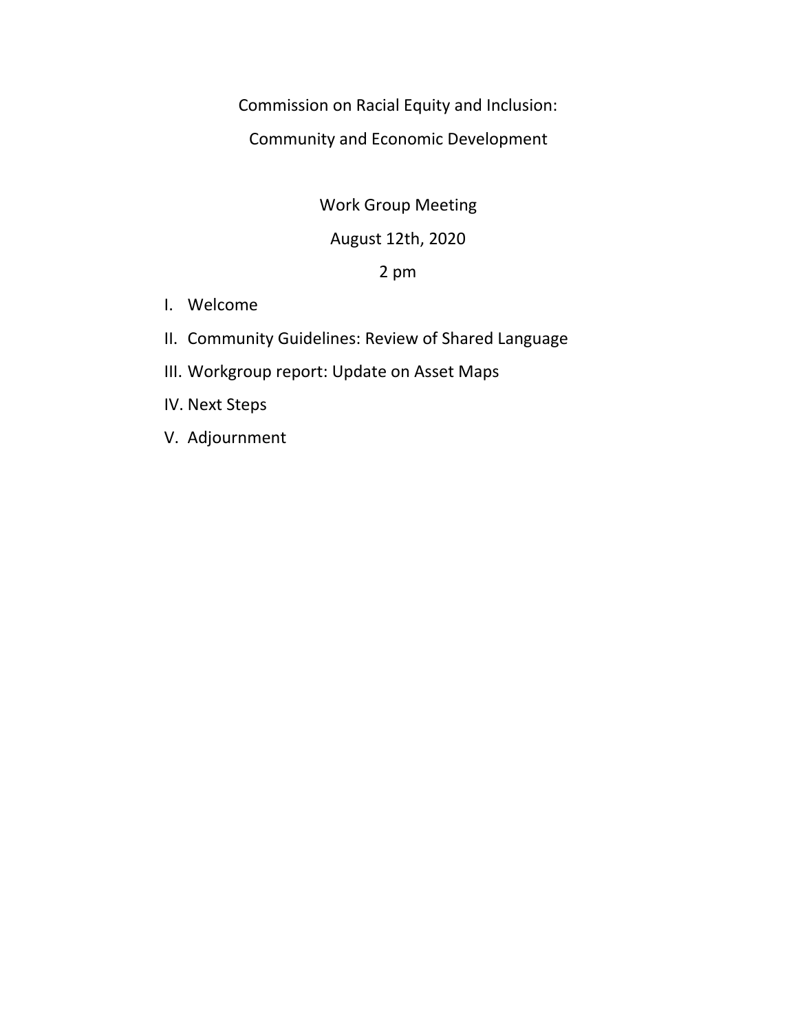Commission on Racial Equity and Inclusion:

Community and Economic Development

Work Group Meeting

August 12th, 2020

2 pm

I. Welcome
II. Community Guidelines: Review of Shared Language
III. Workgroup report: Update on Asset Maps
IV. Next Steps
V. Adjournment